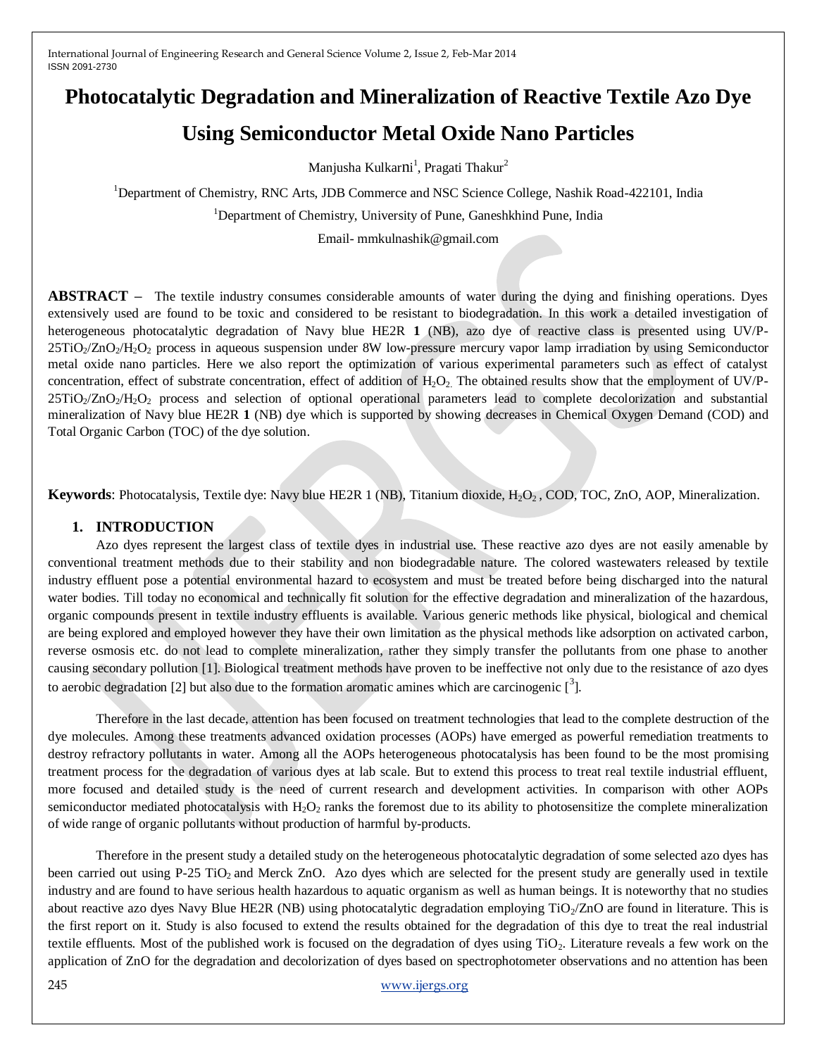# Photocatalytic Degradation and Mineralization of Reactive Textile Azo Dye Using Semiconductor Metal Oxide Nano Particles

Manjusha Kulkarni[1], Pragati Thakur[2]

[1]Department of Chemistry, RNC Arts, JDB Commerce and NSC Science College, Nashik Road-422101, India

[1]Department of Chemistry, University of Pune, Ganeshkhind Pune, India

Email- mmkulnashik@gmail.com

**ABSTRACT –** The textile industry consumes considerable amounts of water during the dying and finishing operations. Dyes extensively used are found to be toxic and considered to be resistant to biodegradation. In this work a detailed investigation of heterogeneous photocatalytic degradation of Navy blue HE2R **1** (NB), azo dye of reactive class is presented using UV/P-25$TiO_2$/$ZnO_2$/$H_2O_2$ process in aqueous suspension under 8W low-pressure mercury vapor lamp irradiation by using Semiconductor metal oxide nano particles. Here we also report the optimization of various experimental parameters such as effect of catalyst concentration, effect of substrate concentration, effect of addition of $H_2O_2$. The obtained results show that the employment of UV/P-25$TiO_2$/$ZnO_2$/$H_2O_2$ process and selection of optional operational parameters lead to complete decolorization and substantial mineralization of Navy blue HE2R **1** (NB) dye which is supported by showing decreases in Chemical Oxygen Demand (COD) and Total Organic Carbon (TOC) of the dye solution.

**Keywords**: Photocatalysis, Textile dye: Navy blue HE2R 1 (NB), Titanium dioxide, $H_2O_2$ , COD, TOC, ZnO, AOP, Mineralization.

## 1. INTRODUCTION

Azo dyes represent the largest class of textile dyes in industrial use. These reactive azo dyes are not easily amenable by conventional treatment methods due to their stability and non biodegradable nature. The colored wastewaters released by textile industry effluent pose a potential environmental hazard to ecosystem and must be treated before being discharged into the natural water bodies. Till today no economical and technically fit solution for the effective degradation and mineralization of the hazardous, organic compounds present in textile industry effluents is available. Various generic methods like physical, biological and chemical are being explored and employed however they have their own limitation as the physical methods like adsorption on activated carbon, reverse osmosis etc. do not lead to complete mineralization, rather they simply transfer the pollutants from one phase to another causing secondary pollution [1]. Biological treatment methods have proven to be ineffective not only due to the resistance of azo dyes to aerobic degradation [2] but also due to the formation aromatic amines which are carcinogenic [3].

Therefore in the last decade, attention has been focused on treatment technologies that lead to the complete destruction of the dye molecules. Among these treatments advanced oxidation processes (AOPs) have emerged as powerful remediation treatments to destroy refractory pollutants in water. Among all the AOPs heterogeneous photocatalysis has been found to be the most promising treatment process for the degradation of various dyes at lab scale. But to extend this process to treat real textile industrial effluent, more focused and detailed study is the need of current research and development activities. In comparison with other AOPs semiconductor mediated photocatalysis with $H_2O_2$ ranks the foremost due to its ability to photosensitize the complete mineralization of wide range of organic pollutants without production of harmful by-products.

Therefore in the present study a detailed study on the heterogeneous photocatalytic degradation of some selected azo dyes has been carried out using P-25 $TiO_2$ and Merck ZnO. Azo dyes which are selected for the present study are generally used in textile industry and are found to have serious health hazardous to aquatic organism as well as human beings. It is noteworthy that no studies about reactive azo dyes Navy Blue HE2R (NB) using photocatalytic degradation employing $TiO_2$/ZnO are found in literature. This is the first report on it. Study is also focused to extend the results obtained for the degradation of this dye to treat the real industrial textile effluents. Most of the published work is focused on the degradation of dyes using $TiO_2$. Literature reveals a few work on the application of ZnO for the degradation and decolorization of dyes based on spectrophotometer observations and no attention has been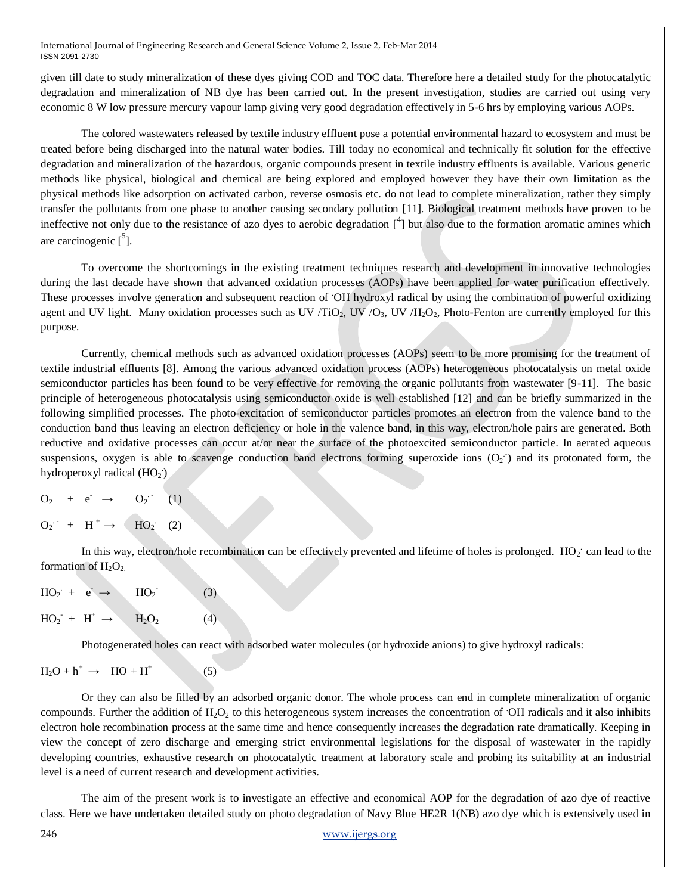given till date to study mineralization of these dyes giving COD and TOC data. Therefore here a detailed study for the photocatalytic degradation and mineralization of NB dye has been carried out. In the present investigation, studies are carried out using very economic 8 W low pressure mercury vapour lamp giving very good degradation effectively in 5-6 hrs by employing various AOPs.

The colored wastewaters released by textile industry effluent pose a potential environmental hazard to ecosystem and must be treated before being discharged into the natural water bodies. Till today no economical and technically fit solution for the effective degradation and mineralization of the hazardous, organic compounds present in textile industry effluents is available. Various generic methods like physical, biological and chemical are being explored and employed however they have their own limitation as the physical methods like adsorption on activated carbon, reverse osmosis etc. do not lead to complete mineralization, rather they simply transfer the pollutants from one phase to another causing secondary pollution [11]. Biological treatment methods have proven to be ineffective not only due to the resistance of azo dyes to aerobic degradation [4] but also due to the formation aromatic amines which are carcinogenic [5].

To overcome the shortcomings in the existing treatment techniques research and development in innovative technologies during the last decade have shown that advanced oxidation processes (AOPs) have been applied for water purification effectively. These processes involve generation and subsequent reaction of $^{\cdot}OH$ hydroxyl radical by using the combination of powerful oxidizing agent and UV light. Many oxidation processes such as UV /$TiO_2$, UV /$O_3$, UV /$H_2O_2$, Photo-Fenton are currently employed for this purpose.

Currently, chemical methods such as advanced oxidation processes (AOPs) seem to be more promising for the treatment of textile industrial effluents [8]. Among the various advanced oxidation process (AOPs) heterogeneous photocatalysis on metal oxide semiconductor particles has been found to be very effective for removing the organic pollutants from wastewater [9-11]. The basic principle of heterogeneous photocatalysis using semiconductor oxide is well established [12] and can be briefly summarized in the following simplified processes. The photo-excitation of semiconductor particles promotes an electron from the valence band to the conduction band thus leaving an electron deficiency or hole in the valence band, in this way, electron/hole pairs are generated. Both reductive and oxidative processes can occur at/or near the surface of the photoexcited semiconductor particle. In aerated aqueous suspensions, oxygen is able to scavenge conduction band electrons forming superoxide ions ($O_2^{\cdot -}$) and its protonated form, the hydroperoxyl radical ($HO_2^{\cdot}$)

$$O_2 + e^- \rightarrow O_2^{\cdot -} \quad (1)$$

$$O_2^{\cdot -} + H^+ \rightarrow HO_2^{\cdot} \quad (2)$$

In this way, electron/hole recombination can be effectively prevented and lifetime of holes is prolonged. $HO_2^{\cdot}$ can lead to the formation of $H_2O_2$.

$$HO_2^{\cdot} + e^- \rightarrow HO_2^- \quad (3)$$

$$HO_2^- + H^+ \rightarrow H_2O_2 \quad (4)$$

Photogenerated holes can react with adsorbed water molecules (or hydroxide anions) to give hydroxyl radicals:

$$H_2O + h^+ \rightarrow HO^{\cdot} + H^+ \quad (5)$$

Or they can also be filled by an adsorbed organic donor. The whole process can end in complete mineralization of organic compounds. Further the addition of $H_2O_2$ to this heterogeneous system increases the concentration of $^{\cdot}OH$ radicals and it also inhibits electron hole recombination process at the same time and hence consequently increases the degradation rate dramatically. Keeping in view the concept of zero discharge and emerging strict environmental legislations for the disposal of wastewater in the rapidly developing countries, exhaustive research on photocatalytic treatment at laboratory scale and probing its suitability at an industrial level is a need of current research and development activities.

The aim of the present work is to investigate an effective and economical AOP for the degradation of azo dye of reactive class. Here we have undertaken detailed study on photo degradation of Navy Blue HE2R 1(NB) azo dye which is extensively used in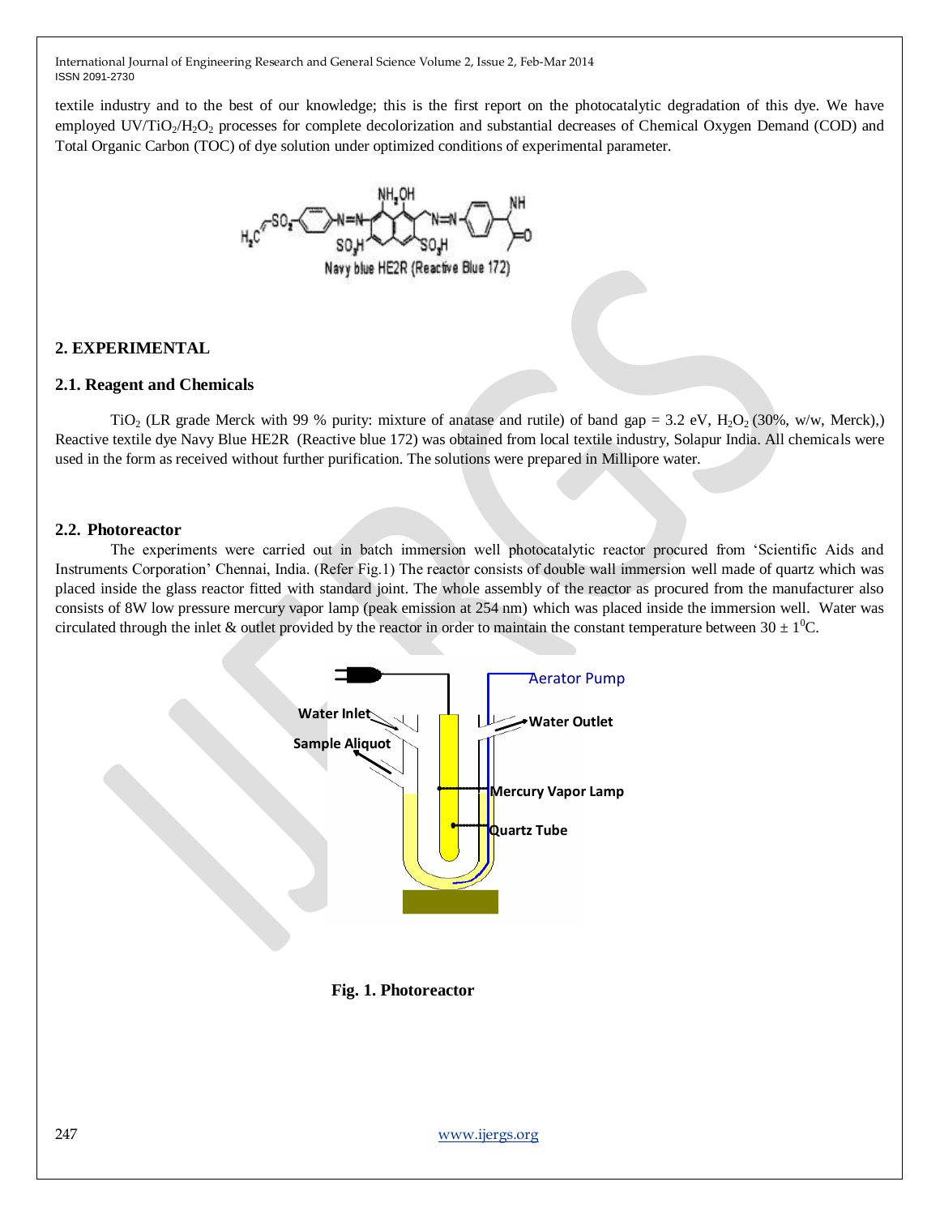textile industry and to the best of our knowledge; this is the first report on the photocatalytic degradation of this dye. We have employed UV/$TiO_2$/$H_2O_2$ processes for complete decolorization and substantial decreases of Chemical Oxygen Demand (COD) and Total Organic Carbon (TOC) of dye solution under optimized conditions of experimental parameter.

Navy blue HE2R (Reactive Blue 172)

## 2. EXPERIMENTAL

### 2.1. Reagent and Chemicals

$TiO_2$ (LR grade Merck with 99 % purity: mixture of anatase and rutile) of band gap = 3.2 eV, $H_2O_2$ (30%, w/w, Merck),) Reactive textile dye Navy Blue HE2R (Reactive blue 172) was obtained from local textile industry, Solapur India. All chemicals were used in the form as received without further purification. The solutions were prepared in Millipore water.

### 2.2. Photoreactor

The experiments were carried out in batch immersion well photocatalytic reactor procured from 'Scientific Aids and Instruments Corporation' Chennai, India. (Refer Fig.1) The reactor consists of double wall immersion well made of quartz which was placed inside the glass reactor fitted with standard joint. The whole assembly of the reactor as procured from the manufacturer also consists of 8W low pressure mercury vapor lamp (peak emission at 254 nm) which was placed inside the immersion well. Water was circulated through the inlet & outlet provided by the reactor in order to maintain the constant temperature between $30 \pm 1^0$C.

Aerator Pump

Water Inlet

Water Outlet

Sample Aliquot

Mercury Vapor Lamp

Quartz Tube

**Fig. 1. Photoreactor**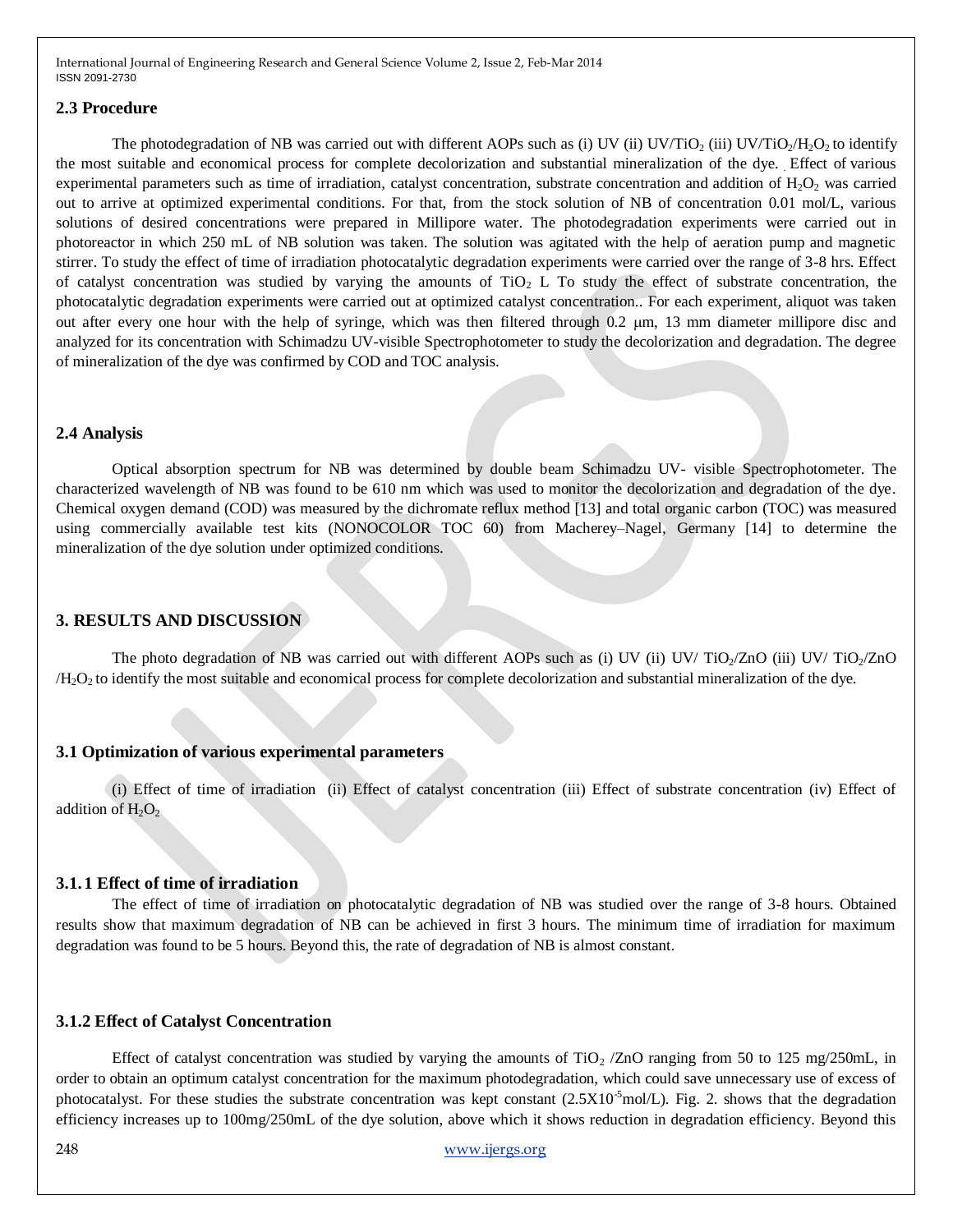## 2.3 Procedure

The photodegradation of NB was carried out with different AOPs such as (i) UV (ii) UV/$TiO_2$ (iii) UV/$TiO_2$/$H_2O_2$ to identify the most suitable and economical process for complete decolorization and substantial mineralization of the dye. Effect of various experimental parameters such as time of irradiation, catalyst concentration, substrate concentration and addition of $H_2O_2$ was carried out to arrive at optimized experimental conditions. For that, from the stock solution of NB of concentration 0.01 mol/L, various solutions of desired concentrations were prepared in Millipore water. The photodegradation experiments were carried out in photoreactor in which 250 mL of NB solution was taken. The solution was agitated with the help of aeration pump and magnetic stirrer. To study the effect of time of irradiation photocatalytic degradation experiments were carried over the range of 3-8 hrs. Effect of catalyst concentration was studied by varying the amounts of $TiO_2$ L To study the effect of substrate concentration, the photocatalytic degradation experiments were carried out at optimized catalyst concentration.. For each experiment, aliquot was taken out after every one hour with the help of syringe, which was then filtered through 0.2 μm, 13 mm diameter millipore disc and analyzed for its concentration with Schimadzu UV-visible Spectrophotometer to study the decolorization and degradation. The degree of mineralization of the dye was confirmed by COD and TOC analysis.

## 2.4 Analysis

Optical absorption spectrum for NB was determined by double beam Schimadzu UV- visible Spectrophotometer. The characterized wavelength of NB was found to be 610 nm which was used to monitor the decolorization and degradation of the dye. Chemical oxygen demand (COD) was measured by the dichromate reflux method [13] and total organic carbon (TOC) was measured using commercially available test kits (NONOCOLOR TOC 60) from Macherey–Nagel, Germany [14] to determine the mineralization of the dye solution under optimized conditions.

# 3. RESULTS AND DISCUSSION

The photo degradation of NB was carried out with different AOPs such as (i) UV (ii) UV/ $TiO_2$/ZnO (iii) UV/ $TiO_2$/ZnO /$H_2O_2$ to identify the most suitable and economical process for complete decolorization and substantial mineralization of the dye.

## 3.1 Optimization of various experimental parameters

(i) Effect of time of irradiation (ii) Effect of catalyst concentration (iii) Effect of substrate concentration (iv) Effect of addition of $H_2O_2$

### 3.1.1 Effect of time of irradiation

The effect of time of irradiation on photocatalytic degradation of NB was studied over the range of 3-8 hours. Obtained results show that maximum degradation of NB can be achieved in first 3 hours. The minimum time of irradiation for maximum degradation was found to be 5 hours. Beyond this, the rate of degradation of NB is almost constant.

### 3.1.2 Effect of Catalyst Concentration

Effect of catalyst concentration was studied by varying the amounts of $TiO_2$ /ZnO ranging from 50 to 125 mg/250mL, in order to obtain an optimum catalyst concentration for the maximum photodegradation, which could save unnecessary use of excess of photocatalyst. For these studies the substrate concentration was kept constant ($2.5X10^{-5}$mol/L). Fig. 2. shows that the degradation efficiency increases up to 100mg/250mL of the dye solution, above which it shows reduction in degradation efficiency. Beyond this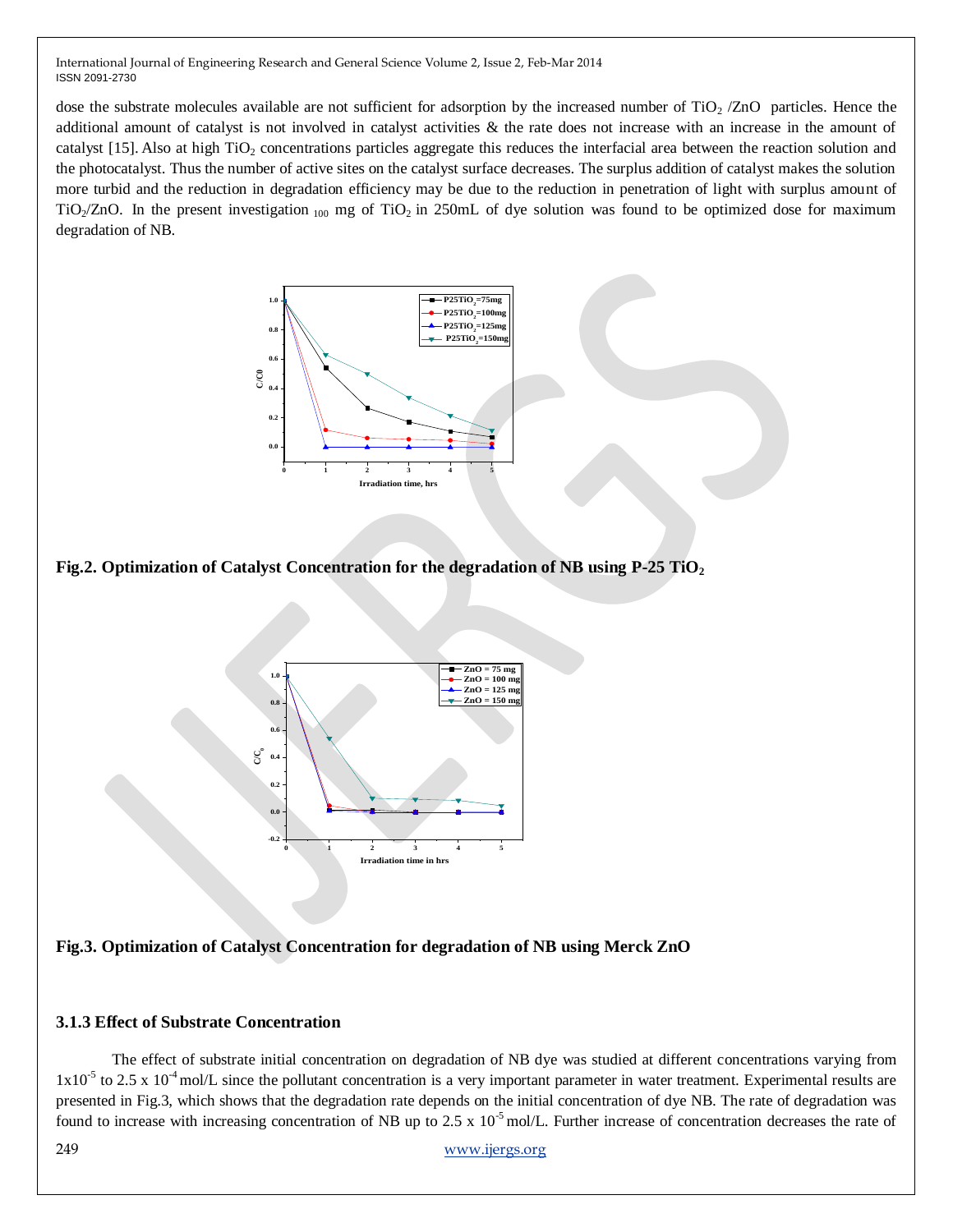dose the substrate molecules available are not sufficient for adsorption by the increased number of $TiO_2$ /ZnO particles. Hence the additional amount of catalyst is not involved in catalyst activities & the rate does not increase with an increase in the amount of catalyst [15]. Also at high $TiO_2$ concentrations particles aggregate this reduces the interfacial area between the reaction solution and the photocatalyst. Thus the number of active sites on the catalyst surface decreases. The surplus addition of catalyst makes the solution more turbid and the reduction in degradation efficiency may be due to the reduction in penetration of light with surplus amount of $TiO_2$/ZnO. In the present investigation $_{100}$ mg of $TiO_2$ in 250mL of dye solution was found to be optimized dose for maximum degradation of NB.

P25TiO₂=75mg
P25TiO₂=100mg
P25TiO₂=125mg
P25TiO₂=150mg
C/C0
Irradiation time, hrs
0 1 2 3 4 5
0.0 0.2 0.4 0.6 0.8 1.0

**Fig.2. Optimization of Catalyst Concentration for the degradation of NB using P-25 $TiO_2$**

ZnO = 75 mg
ZnO = 100 mg
ZnO = 125 mg
ZnO = 150 mg
C/C₀
Irradiation time in hrs
0 1 2 3 4 5
-0.2 0.0 0.2 0.4 0.6 0.8 1.0

**Fig.3. Optimization of Catalyst Concentration for degradation of NB using Merck ZnO**

### 3.1.3 Effect of Substrate Concentration

The effect of substrate initial concentration on degradation of NB dye was studied at different concentrations varying from $1x10^{-5}$ to $2.5 \times 10^{-4}$ mol/L since the pollutant concentration is a very important parameter in water treatment. Experimental results are presented in Fig.3, which shows that the degradation rate depends on the initial concentration of dye NB. The rate of degradation was found to increase with increasing concentration of NB up to $2.5 \times 10^{-5}$ mol/L. Further increase of concentration decreases the rate of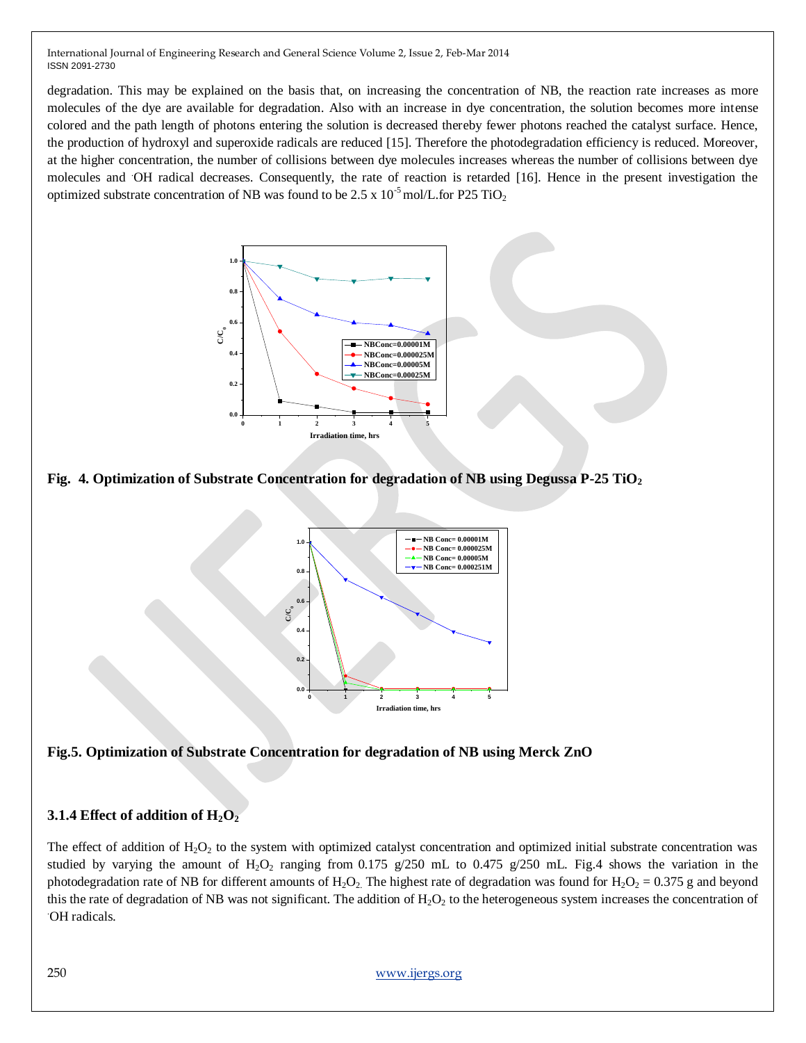degradation. This may be explained on the basis that, on increasing the concentration of NB, the reaction rate increases as more molecules of the dye are available for degradation. Also with an increase in dye concentration, the solution becomes more intense colored and the path length of photons entering the solution is decreased thereby fewer photons reached the catalyst surface. Hence, the production of hydroxyl and superoxide radicals are reduced [15]. Therefore the photodegradation efficiency is reduced. Moreover, at the higher concentration, the number of collisions between dye molecules increases whereas the number of collisions between dye molecules and ·OH radical decreases. Consequently, the rate of reaction is retarded [16]. Hence in the present investigation the optimized substrate concentration of NB was found to be 2.5 x $10^{-5}$ mol/L.for P25 $TiO_2$

1.0
0.8
0.6
0.4
0.2
0.0
$C/C_0$
0 1 2 3 4 5
Irradiation time, hrs
NBConc=0.00001M
NBConc=0.000025M
NBConc=0.00005M
NBConc=0.00025M

**Fig. 4. Optimization of Substrate Concentration for degradation of NB using Degussa P-25 $TiO_2$**

1.0
0.8
0.6
0.4
0.2
0.0
$C/C_0$
0 1 2 3 4 5
Irradiation time, hrs
NB Conc= 0.00001M
NB Conc= 0.000025M
NB Conc= 0.00005M
NB Conc= 0.000251M

**Fig.5. Optimization of Substrate Concentration for degradation of NB using Merck ZnO**

### 3.1.4 Effect of addition of $H_2O_2$

The effect of addition of $H_2O_2$ to the system with optimized catalyst concentration and optimized initial substrate concentration was studied by varying the amount of $H_2O_2$ ranging from 0.175 g/250 mL to 0.475 g/250 mL. Fig.4 shows the variation in the photodegradation rate of NB for different amounts of $H_2O_2$. The highest rate of degradation was found for $H_2O_2$ = 0.375 g and beyond this the rate of degradation of NB was not significant. The addition of $H_2O_2$ to the heterogeneous system increases the concentration of ·OH radicals.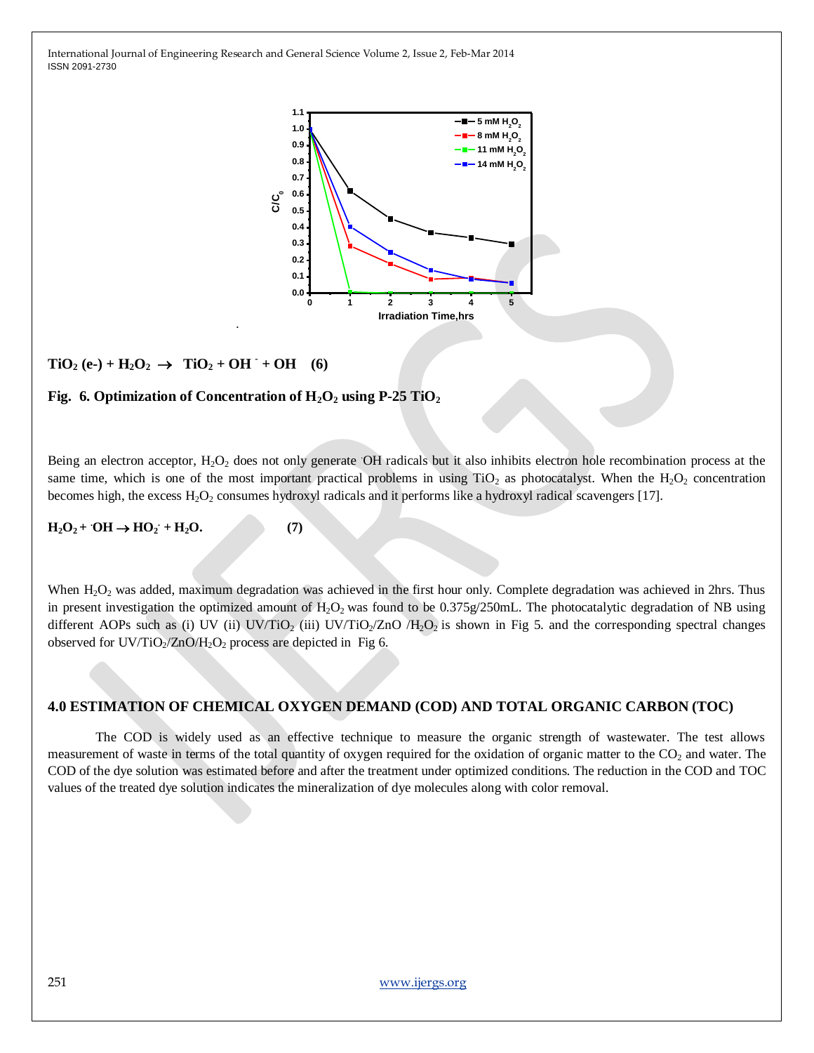1.1
1.0
0.9
0.8
0.7
0.6
0.5
0.4
0.3
0.2
0.1
0.0

$C/C_0$

0 1 2 3 4 5

Irradiation Time,hrs

5 mM $H_2O_2$
8 mM $H_2O_2$
11 mM $H_2O_2$
14 mM $H_2O_2$

$$TiO_2\,(e^-) + H_2O_2 \rightarrow TiO_2 + OH^- + OH \quad (6)$$

**Fig. 6. Optimization of Concentration of $H_2O_2$ using P-25 $TiO_2$**

Being an electron acceptor, $H_2O_2$ does not only generate $^{\cdot}OH$ radicals but it also inhibits electron hole recombination process at the same time, which is one of the most important practical problems in using $TiO_2$ as photocatalyst. When the $H_2O_2$ concentration becomes high, the excess $H_2O_2$ consumes hydroxyl radicals and it performs like a hydroxyl radical scavengers [17].

$$H_2O_2 + {}^{\cdot}OH \rightarrow HO_2^{\cdot} + H_2O. \qquad (7)$$

When $H_2O_2$ was added, maximum degradation was achieved in the first hour only. Complete degradation was achieved in 2hrs. Thus in present investigation the optimized amount of $H_2O_2$ was found to be 0.375g/250mL. The photocatalytic degradation of NB using different AOPs such as (i) UV (ii) UV/$TiO_2$ (iii) UV/$TiO_2$/ZnO /$H_2O_2$ is shown in Fig 5. and the corresponding spectral changes observed for UV/$TiO_2$/ZnO/$H_2O_2$ process are depicted in Fig 6.

## 4.0 ESTIMATION OF CHEMICAL OXYGEN DEMAND (COD) AND TOTAL ORGANIC CARBON (TOC)

The COD is widely used as an effective technique to measure the organic strength of wastewater. The test allows measurement of waste in terms of the total quantity of oxygen required for the oxidation of organic matter to the $CO_2$ and water. The COD of the dye solution was estimated before and after the treatment under optimized conditions. The reduction in the COD and TOC values of the treated dye solution indicates the mineralization of dye molecules along with color removal.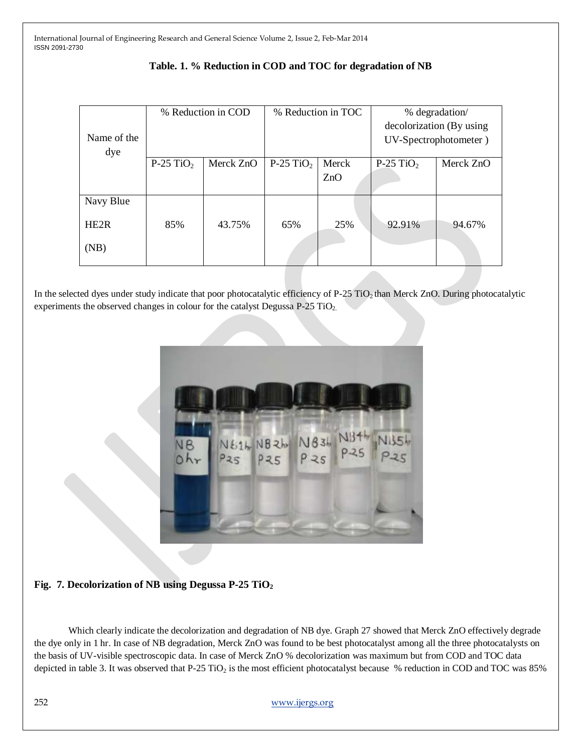**Table. 1. % Reduction in COD and TOC for degradation of NB**

| Name of the dye | % Reduction in COD | | % Reduction in TOC | | % degradation/ decolorization (By using UV-Spectrophotometer ) | |
|---|---|---|---|---|---|---|
| | P-25 $TiO_2$ | Merck ZnO | P-25 $TiO_2$ | Merck ZnO | P-25 $TiO_2$ | Merck ZnO |
| Navy Blue HE2R (NB) | 85% | 43.75% | 65% | 25% | 92.91% | 94.67% |

In the selected dyes under study indicate that poor photocatalytic efficiency of P-25 $TiO_2$ than Merck ZnO. During photocatalytic experiments the observed changes in colour for the catalyst Degussa P-25 $TiO_2$.

**Fig. 7. Decolorization of NB using Degussa P-25 $TiO_2$**

Which clearly indicate the decolorization and degradation of NB dye. Graph 27 showed that Merck ZnO effectively degrade the dye only in 1 hr. In case of NB degradation, Merck ZnO was found to be best photocatalyst among all the three photocatalysts on the basis of UV-visible spectroscopic data. In case of Merck ZnO % decolorization was maximum but from COD and TOC data depicted in table 3. It was observed that P-25 $TiO_2$ is the most efficient photocatalyst because % reduction in COD and TOC was 85%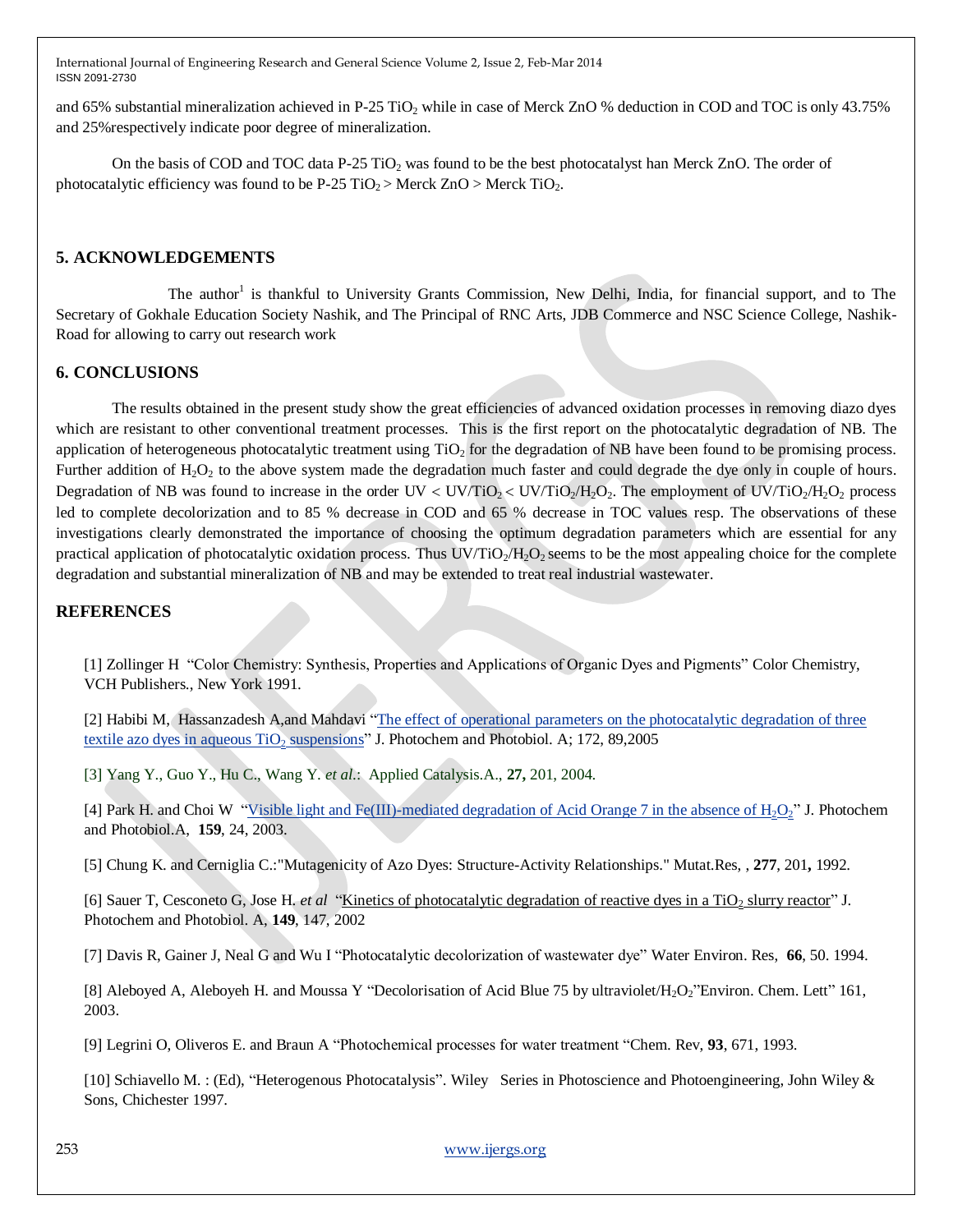and 65% substantial mineralization achieved in P-25 $TiO_2$ while in case of Merck ZnO % deduction in COD and TOC is only 43.75% and 25%respectively indicate poor degree of mineralization.

On the basis of COD and TOC data P-25 $TiO_2$ was found to be the best photocatalyst han Merck ZnO. The order of photocatalytic efficiency was found to be P-25 $TiO_2$ > Merck ZnO > Merck $TiO_2$.

## 5. ACKNOWLEDGEMENTS

The author[1] is thankful to University Grants Commission, New Delhi, India, for financial support, and to The Secretary of Gokhale Education Society Nashik, and The Principal of RNC Arts, JDB Commerce and NSC Science College, Nashik-Road for allowing to carry out research work

## 6. CONCLUSIONS

The results obtained in the present study show the great efficiencies of advanced oxidation processes in removing diazo dyes which are resistant to other conventional treatment processes. This is the first report on the photocatalytic degradation of NB. The application of heterogeneous photocatalytic treatment using $TiO_2$ for the degradation of NB have been found to be promising process. Further addition of $H_2O_2$ to the above system made the degradation much faster and could degrade the dye only in couple of hours. Degradation of NB was found to increase in the order UV < UV/$TiO_2$ < UV/$TiO_2$/$H_2O_2$. The employment of UV/$TiO_2$/$H_2O_2$ process led to complete decolorization and to 85 % decrease in COD and 65 % decrease in TOC values resp. The observations of these investigations clearly demonstrated the importance of choosing the optimum degradation parameters which are essential for any practical application of photocatalytic oxidation process. Thus UV/$TiO_2$/$H_2O_2$ seems to be the most appealing choice for the complete degradation and substantial mineralization of NB and may be extended to treat real industrial wastewater.

## REFERENCES

[1] Zollinger H "Color Chemistry: Synthesis, Properties and Applications of Organic Dyes and Pigments" Color Chemistry, VCH Publishers., New York 1991.

[2] Habibi M, Hassanzadesh A,and Mahdavi "The effect of operational parameters on the photocatalytic degradation of three textile azo dyes in aqueous $TiO_2$ suspensions" J. Photochem and Photobiol. A; 172, 89,2005

[3] Yang Y., Guo Y., Hu C., Wang Y. *et al*.: Applied Catalysis.A., **27,** 201, 2004.

[4] Park H. and Choi W "Visible light and Fe(III)-mediated degradation of Acid Orange 7 in the absence of $H_2O_2$" J. Photochem and Photobiol.A, **159**, 24, 2003.

[5] Chung K. and Cerniglia C.:"Mutagenicity of Azo Dyes: Structure-Activity Relationships." Mutat.Res, , **277**, 201**,** 1992.

[6] Sauer T, Cesconeto G, Jose H. *et al* "Kinetics of photocatalytic degradation of reactive dyes in a $TiO_2$ slurry reactor" J. Photochem and Photobiol. A, **149**, 147, 2002

[7] Davis R, Gainer J, Neal G and Wu I "Photocatalytic decolorization of wastewater dye" Water Environ. Res, **66**, 50. 1994.

[8] Aleboyed A, Aleboyeh H. and Moussa Y "Decolorisation of Acid Blue 75 by ultraviolet/$H_2O_2$"Environ. Chem. Lett" 161, 2003.

[9] Legrini O, Oliveros E. and Braun A "Photochemical processes for water treatment "Chem. Rev, **93**, 671, 1993.

[10] Schiavello M. : (Ed), "Heterogenous Photocatalysis". Wiley Series in Photoscience and Photoengineering, John Wiley & Sons, Chichester 1997.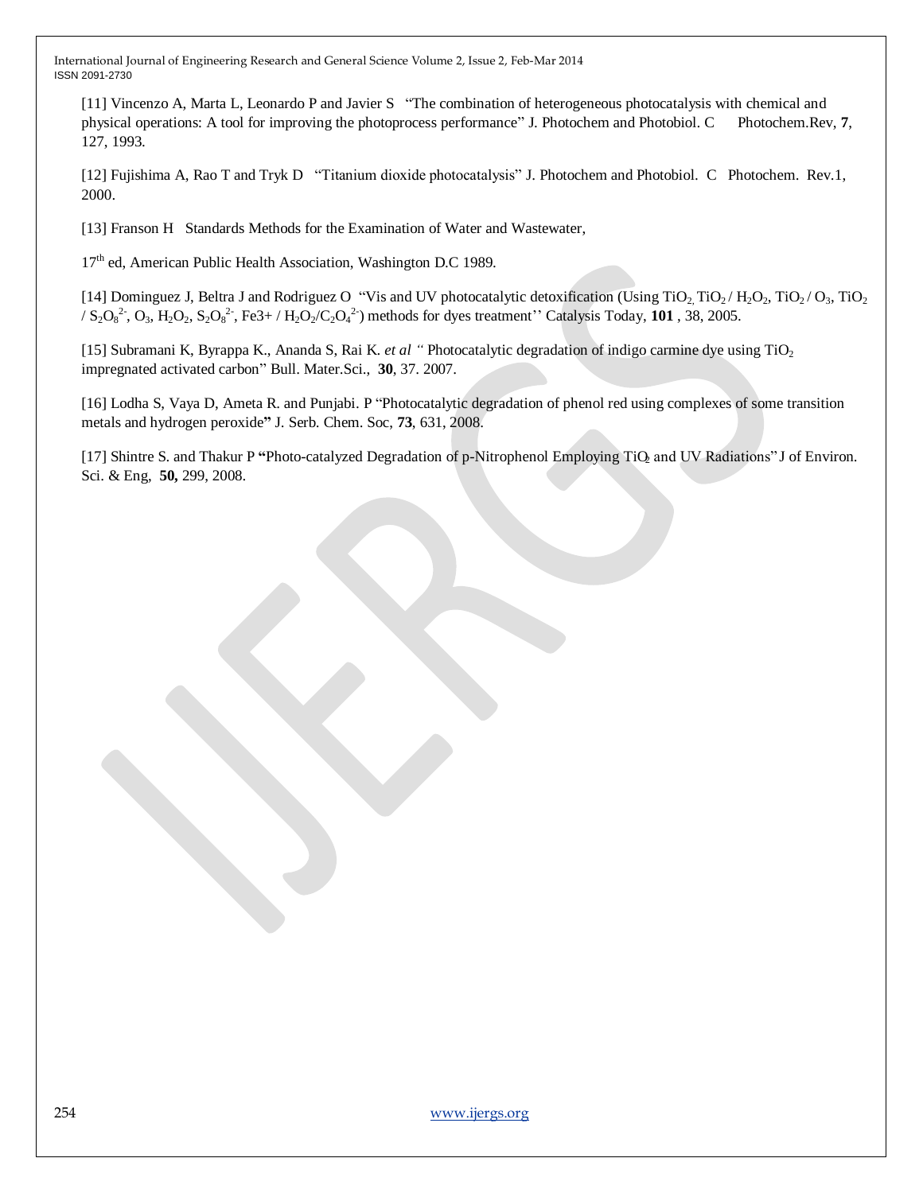[11] Vincenzo A, Marta L, Leonardo P and Javier S "The combination of heterogeneous photocatalysis with chemical and physical operations: A tool for improving the photoprocess performance" J. Photochem and Photobiol. C Photochem.Rev, **7**, 127, 1993.

[12] Fujishima A, Rao T and Tryk D "Titanium dioxide photocatalysis" J. Photochem and Photobiol. C Photochem. Rev.1, 2000.

[13] Franson H Standards Methods for the Examination of Water and Wastewater,

17th ed, American Public Health Association, Washington D.C 1989.

[14] Dominguez J, Beltra J and Rodriguez O "Vis and UV photocatalytic detoxification (Using $TiO_2$, $TiO_2$ / $H_2O_2$, $TiO_2$ / $O_3$, $TiO_2$ / $S_2O_8^{2-}$, $O_3$, $H_2O_2$, $S_2O_8^{2-}$, Fe3+ / $H_2O_2/C_2O_4^{2-}$) methods for dyes treatment'' Catalysis Today, **101** , 38, 2005.

[15] Subramani K, Byrappa K., Ananda S, Rai K. *et al* " Photocatalytic degradation of indigo carmine dye using $TiO_2$ impregnated activated carbon" Bull. Mater.Sci., **30**, 37. 2007.

[16] Lodha S, Vaya D, Ameta R. and Punjabi. P "Photocatalytic degradation of phenol red using complexes of some transition metals and hydrogen peroxide**"** J. Serb. Chem. Soc, **73**, 631, 2008.

[17] Shintre S. and Thakur P **"**Photo-catalyzed Degradation of p-Nitrophenol Employing $TiO_2$ and UV Radiations" J of Environ. Sci. & Eng, **50,** 299, 2008.